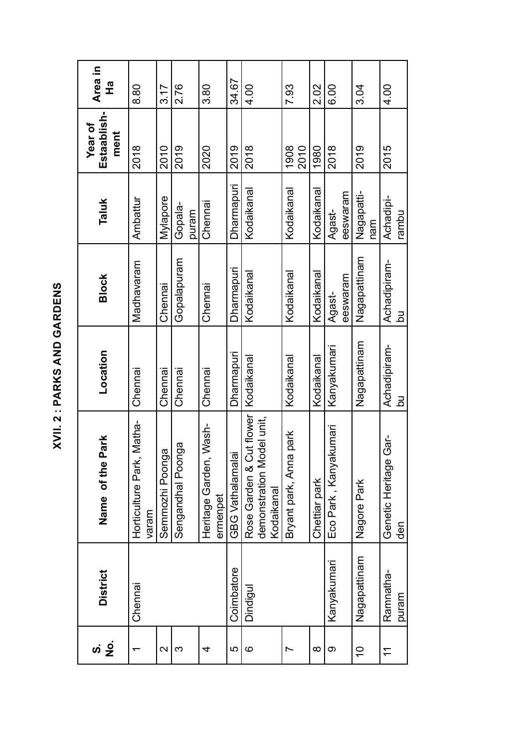# XVII. 2 : PARKS AND GARDENS

| S. No. | District | Name of the Park | Location | Block | Taluk | Year of Establish-ment | Area in Ha |
|---|---|---|---|---|---|---|---|
| 1 | Chennai | Horticulture Park, Mathavaram | Chennai | Madhavaram | Ambattur | 2018 | 8.80 |
| 2 | | Semmozhi Poonga | Chennai | Chennai | Mylapore | 2010 | 3.17 |
| 3 | | Sengandhal Poonga | Chennai | Gopalapuram | Gopalapuram | 2019 | 2.76 |
| 4 | | Heritage Garden, Washermenpet | Chennai | Chennai | Chennai | 2020 | 3.80 |
| 5 | Coimbatore | GBG Vathalamalai | Dharmapuri | Dharmapuri | Dharmapuri | 2019 | 34.67 |
| 6 | Dindigul | Rose Garden & Cut flower demonstration Model unit, Kodaikanal | Kodaikanal | Kodaikanal | Kodaikanal | 2018 | 4.00 |
| 7 | | Bryant park, Anna park | Kodaikanal | Kodaikanal | Kodaikanal | 1908 2010 | 7.93 |
| 8 | | Chettiar park | Kodaikanal | Kodaikanal | Kodaikanal | 1980 | 2.02 |
| 9 | Kanyakumari | Eco Park , Kanyakumari | Kanyakumari | Agasteeswaram | Agasteeswaram | 2018 | 6.00 |
| 10 | Nagapattinam | Nagore Park | Nagapattinam | Nagapattinam | Nagapattinam | 2019 | 3.04 |
| 11 | Ramnathapuram | Genetic Heritage Garden | Achadipirambu | Achadipirambu | Achadipirambu | 2015 | 4.00 |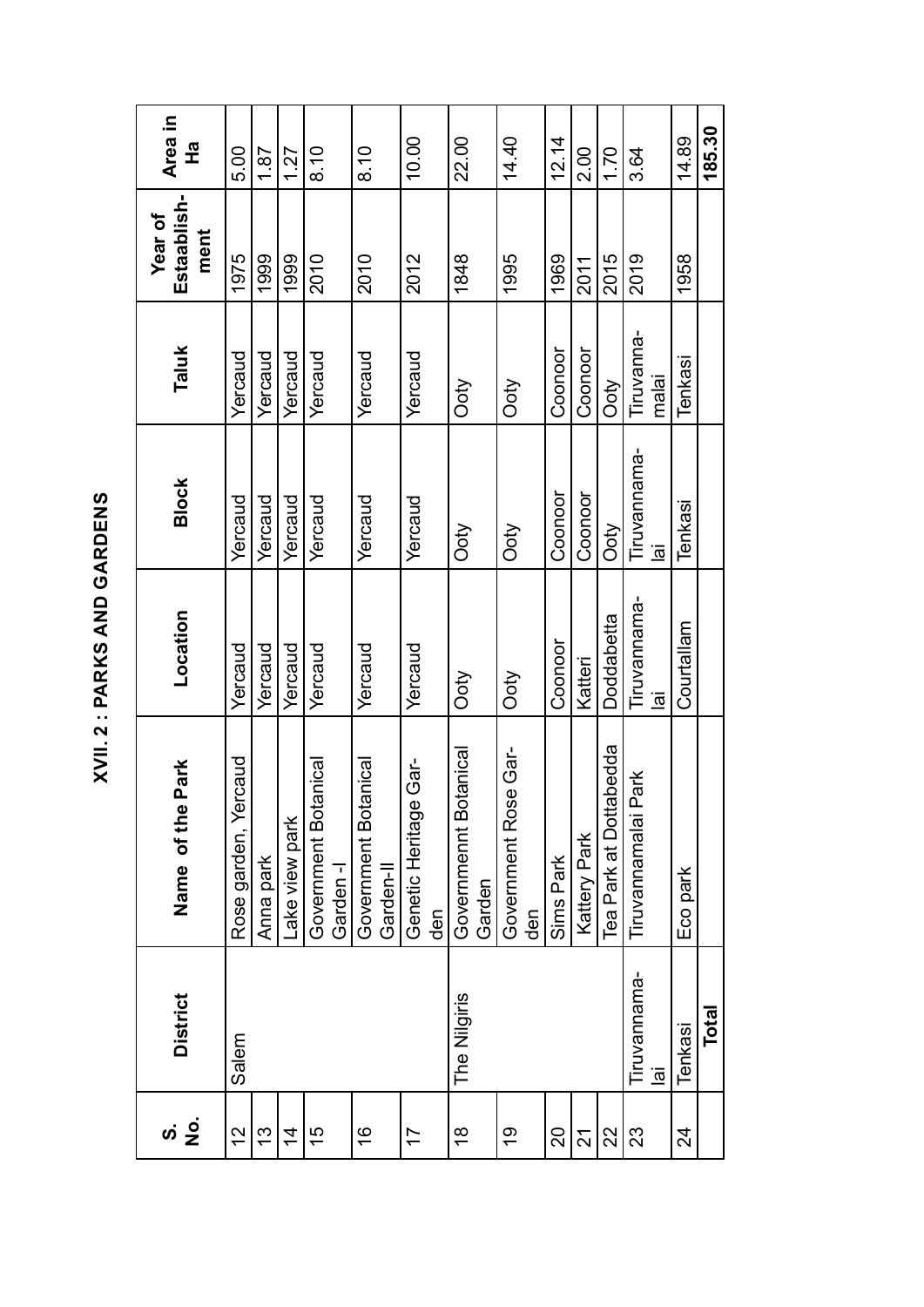# XVII. 2 : PARKS AND GARDENS

| S. No. | District | Name of the Park | Location | Block | Taluk | Year of Establishment | Area in Ha |
|---|---|---|---|---|---|---|---|
| 12 | Salem | Rose garden, Yercaud | Yercaud | Yercaud | Yercaud | 1975 | 5.00 |
| 13 | | Anna park | Yercaud | Yercaud | Yercaud | 1999 | 1.87 |
| 14 | | Lake view park | Yercaud | Yercaud | Yercaud | 1999 | 1.27 |
| 15 | | Government Botanical Garden-I | Yercaud | Yercaud | Yercaud | 2010 | 8.10 |
| 16 | | Government Botanical Garden-II | Yercaud | Yercaud | Yercaud | 2010 | 8.10 |
| 17 | | Genetic Heritage Garden | Yercaud | Yercaud | Yercaud | 2012 | 10.00 |
| 18 | The Nilgiris | Governmennt Botanical Garden | Ooty | Ooty | Ooty | 1848 | 22.00 |
| 19 | | Government Rose Garden | Ooty | Ooty | Ooty | 1995 | 14.40 |
| 20 | | Sims Park | Coonoor | Coonoor | Coonoor | 1969 | 12.14 |
| 21 | | Kattery Park | Katteri | Coonoor | Coonoor | 2011 | 2.00 |
| 22 | | Tea Park at Dottabedda | Doddabetta | Ooty | Ooty | 2015 | 1.70 |
| 23 | Tiruvannamalai | Tiruvannamalai Park | Tiruvannamalai | Tiruvannamalai | Tiruvannamalai | 2019 | 3.64 |
| 24 | Tenkasi | Eco park | Courtallam | Tenkasi | Tenkasi | 1958 | 14.89 |
| | **Total** | | | | | | **185.30** |